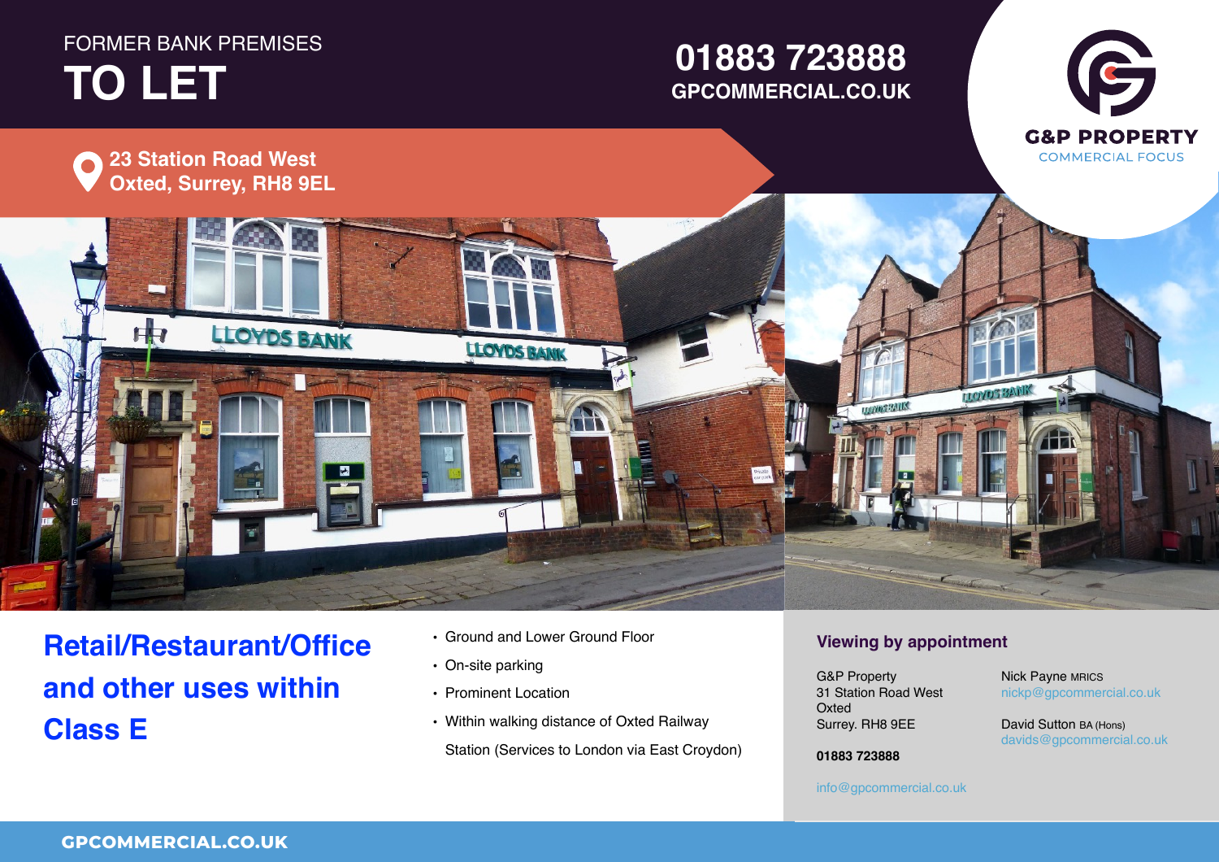FORMER BANK PREMISES

# TO LET

## 01883 723888
GPCOMMERCIAL.CO.UK

G&P PROPERTY
COMMERCIAL FOCUS

**23 Station Road West**
**Oxted, Surrey, RH8 9EL**

## Retail/Restaurant/Office and other uses within Class E

- Ground and Lower Ground Floor
- On-site parking
- Prominent Location
- Within walking distance of Oxted Railway Station (Services to London via East Croydon)

### Viewing by appointment

G&P Property
31 Station Road West
Oxted
Surrey. RH8 9EE

**01883 723888**

info@gpcommercial.co.uk

Nick Payne MRICS
nickp@gpcommercial.co.uk

David Sutton BA (Hons)
davids@gpcommercial.co.uk

GPCOMMERCIAL.CO.UK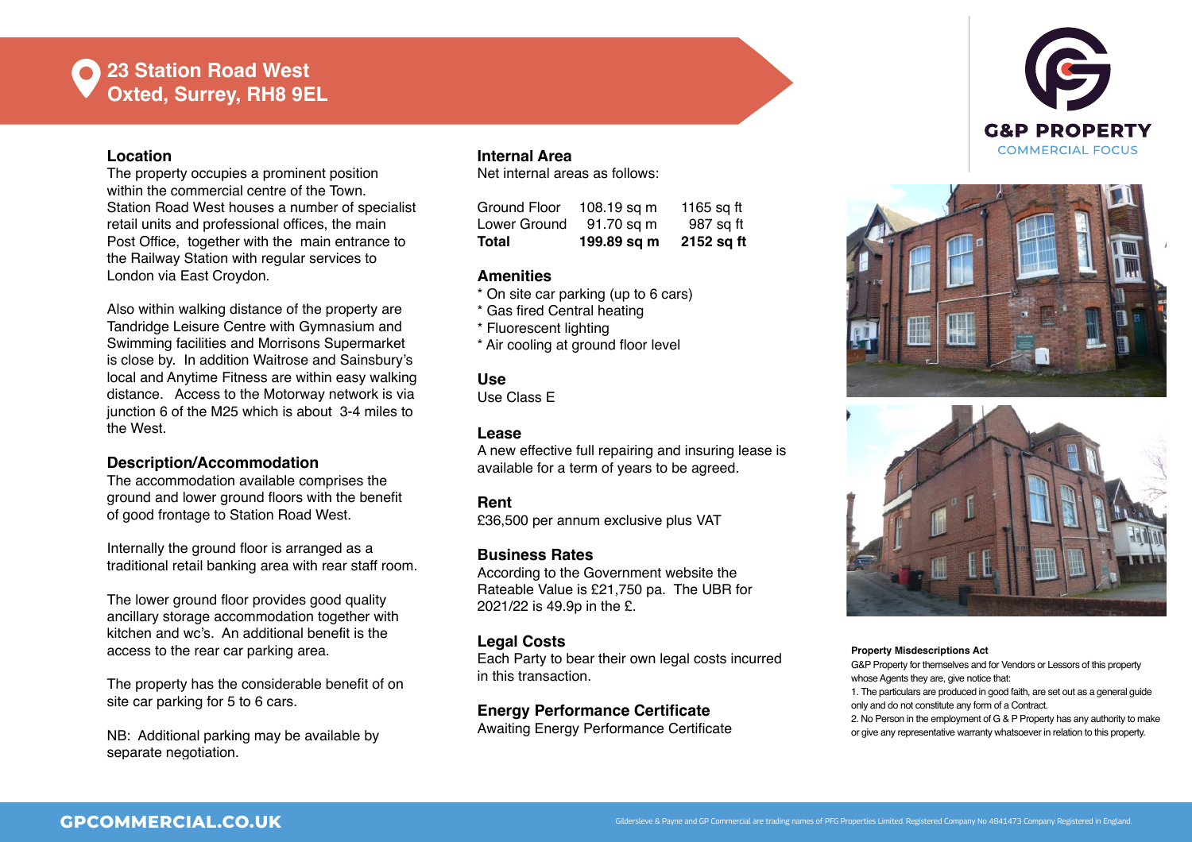# 23 Station Road West
# Oxted, Surrey, RH8 9EL

G&P PROPERTY
COMMERCIAL FOCUS

## Location

The property occupies a prominent position within the commercial centre of the Town. Station Road West houses a number of specialist retail units and professional offices, the main Post Office, together with the main entrance to the Railway Station with regular services to London via East Croydon.

Also within walking distance of the property are Tandridge Leisure Centre with Gymnasium and Swimming facilities and Morrisons Supermarket is close by. In addition Waitrose and Sainsbury's local and Anytime Fitness are within easy walking distance. Access to the Motorway network is via junction 6 of the M25 which is about 3-4 miles to the West.

## Description/Accommodation

The accommodation available comprises the ground and lower ground floors with the benefit of good frontage to Station Road West.

Internally the ground floor is arranged as a traditional retail banking area with rear staff room.

The lower ground floor provides good quality ancillary storage accommodation together with kitchen and wc's. An additional benefit is the access to the rear car parking area.

The property has the considerable benefit of on site car parking for 5 to 6 cars.

NB: Additional parking may be available by separate negotiation.

## Internal Area

Net internal areas as follows:

| | | |
|---|---|---|
| Ground Floor | 108.19 sq m | 1165 sq ft |
| Lower Ground | 91.70 sq m | 987 sq ft |
| **Total** | **199.89 sq m** | **2152 sq ft** |

## Amenities

* On site car parking (up to 6 cars)
* Gas fired Central heating
* Fluorescent lighting
* Air cooling at ground floor level

## Use

Use Class E

## Lease

A new effective full repairing and insuring lease is available for a term of years to be agreed.

## Rent

£36,500 per annum exclusive plus VAT

## Business Rates

According to the Government website the Rateable Value is £21,750 pa. The UBR for 2021/22 is 49.9p in the £.

## Legal Costs

Each Party to bear their own legal costs incurred in this transaction.

## Energy Performance Certificate

Awaiting Energy Performance Certificate

**Property Misdescriptions Act**

G&P Property for themselves and for Vendors or Lessors of this property whose Agents they are, give notice that:

1. The particulars are produced in good faith, are set out as a general guide only and do not constitute any form of a Contract.
2. No Person in the employment of G & P Property has any authority to make or give any representative warranty whatsoever in relation to this property.

GPCOMMERCIAL.CO.UK

Gildersleve & Payne and GP Commercial are trading names of PFG Properties Limited. Registered Company No 4841473 Company Registered in England.